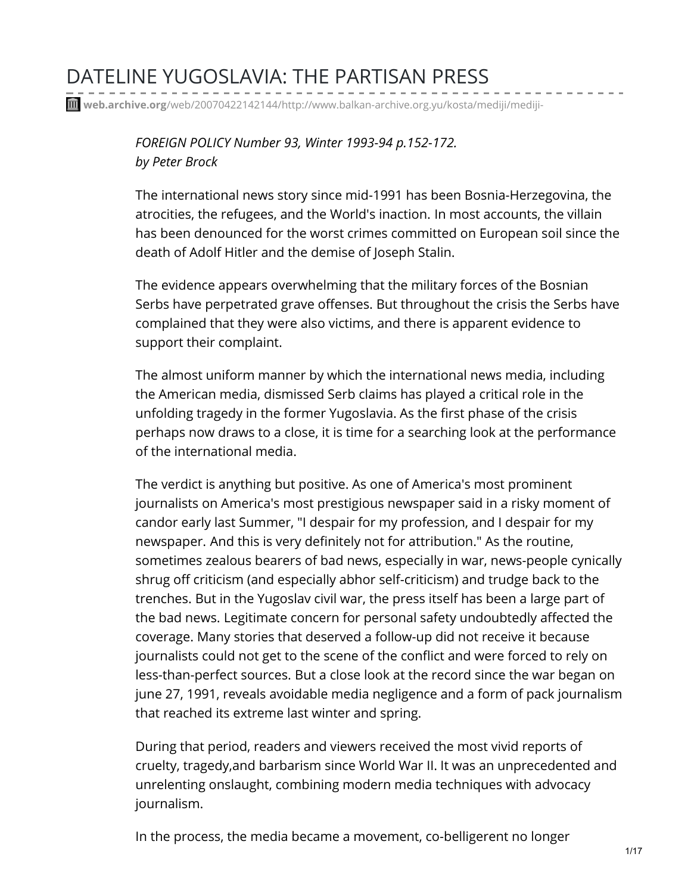# DATELINE YUGOSLAVIA: THE PARTISAN PRESS

**web.archive.org**/web/20070422142144/http://www.balkan-archive.org.yu/kosta/mediji/mediji-

*FOREIGN POLICY Number 93, Winter 1993-94 p.152-172.*
*by Peter Brock*

The international news story since mid-1991 has been Bosnia-Herzegovina, the atrocities, the refugees, and the World's inaction. In most accounts, the villain has been denounced for the worst crimes committed on European soil since the death of Adolf Hitler and the demise of Joseph Stalin.

The evidence appears overwhelming that the military forces of the Bosnian Serbs have perpetrated grave offenses. But throughout the crisis the Serbs have complained that they were also victims, and there is apparent evidence to support their complaint.

The almost uniform manner by which the international news media, including the American media, dismissed Serb claims has played a critical role in the unfolding tragedy in the former Yugoslavia. As the first phase of the crisis perhaps now draws to a close, it is time for a searching look at the performance of the international media.

The verdict is anything but positive. As one of America's most prominent journalists on America's most prestigious newspaper said in a risky moment of candor early last Summer, "I despair for my profession, and I despair for my newspaper. And this is very definitely not for attribution." As the routine, sometimes zealous bearers of bad news, especially in war, news-people cynically shrug off criticism (and especially abhor self-criticism) and trudge back to the trenches. But in the Yugoslav civil war, the press itself has been a large part of the bad news. Legitimate concern for personal safety undoubtedly affected the coverage. Many stories that deserved a follow-up did not receive it because journalists could not get to the scene of the conflict and were forced to rely on less-than-perfect sources. But a close look at the record since the war began on june 27, 1991, reveals avoidable media negligence and a form of pack journalism that reached its extreme last winter and spring.

During that period, readers and viewers received the most vivid reports of cruelty, tragedy,and barbarism since World War II. It was an unprecedented and unrelenting onslaught, combining modern media techniques with advocacy journalism.

In the process, the media became a movement, co-belligerent no longer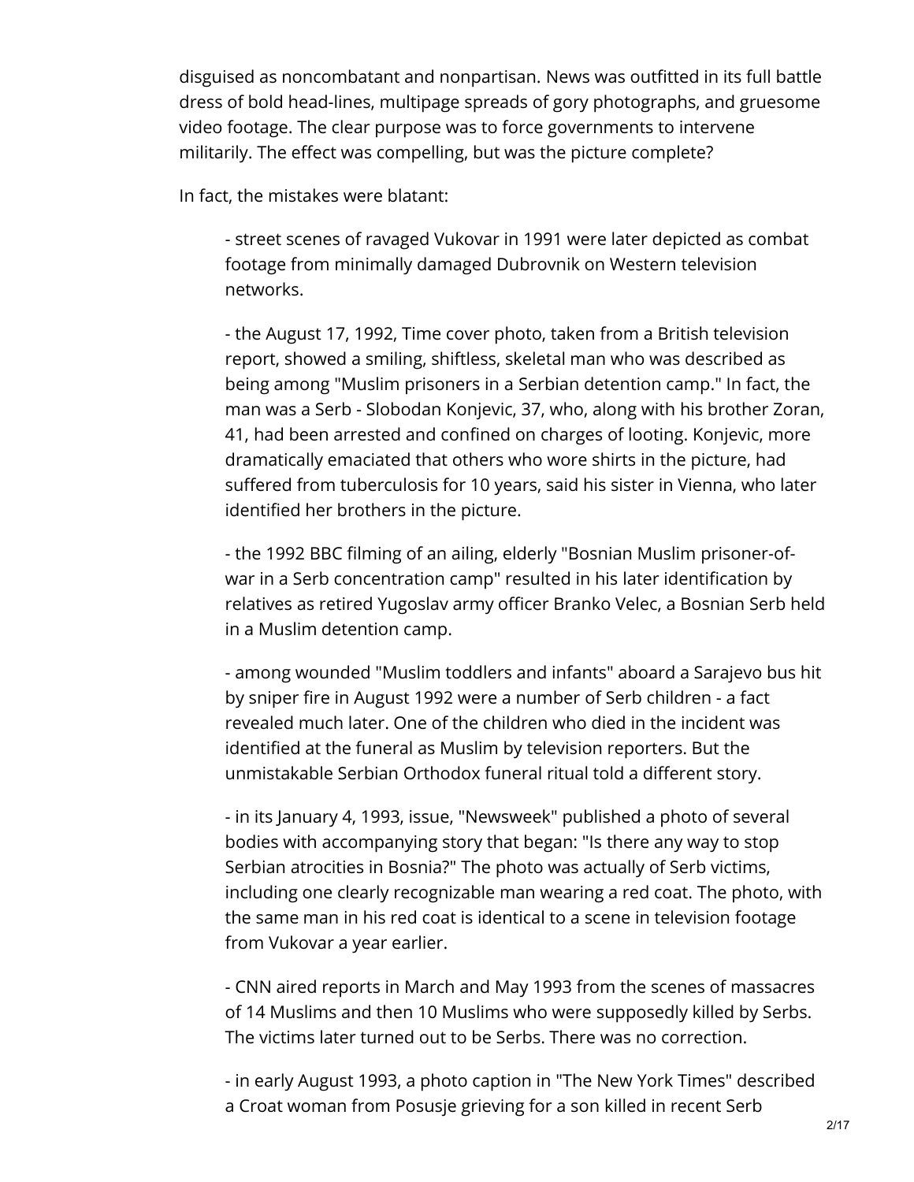disguised as noncombatant and nonpartisan. News was outfitted in its full battle dress of bold head-lines, multipage spreads of gory photographs, and gruesome video footage. The clear purpose was to force governments to intervene militarily. The effect was compelling, but was the picture complete?

In fact, the mistakes were blatant:

- street scenes of ravaged Vukovar in 1991 were later depicted as combat footage from minimally damaged Dubrovnik on Western television networks.

- the August 17, 1992, Time cover photo, taken from a British television report, showed a smiling, shiftless, skeletal man who was described as being among "Muslim prisoners in a Serbian detention camp." In fact, the man was a Serb - Slobodan Konjevic, 37, who, along with his brother Zoran, 41, had been arrested and confined on charges of looting. Konjevic, more dramatically emaciated that others who wore shirts in the picture, had suffered from tuberculosis for 10 years, said his sister in Vienna, who later identified her brothers in the picture.

- the 1992 BBC filming of an ailing, elderly "Bosnian Muslim prisoner-of-war in a Serb concentration camp" resulted in his later identification by relatives as retired Yugoslav army officer Branko Velec, a Bosnian Serb held in a Muslim detention camp.

- among wounded "Muslim toddlers and infants" aboard a Sarajevo bus hit by sniper fire in August 1992 were a number of Serb children - a fact revealed much later. One of the children who died in the incident was identified at the funeral as Muslim by television reporters. But the unmistakable Serbian Orthodox funeral ritual told a different story.

- in its January 4, 1993, issue, "Newsweek" published a photo of several bodies with accompanying story that began: "Is there any way to stop Serbian atrocities in Bosnia?" The photo was actually of Serb victims, including one clearly recognizable man wearing a red coat. The photo, with the same man in his red coat is identical to a scene in television footage from Vukovar a year earlier.

- CNN aired reports in March and May 1993 from the scenes of massacres of 14 Muslims and then 10 Muslims who were supposedly killed by Serbs. The victims later turned out to be Serbs. There was no correction.

- in early August 1993, a photo caption in "The New York Times" described a Croat woman from Posusje grieving for a son killed in recent Serb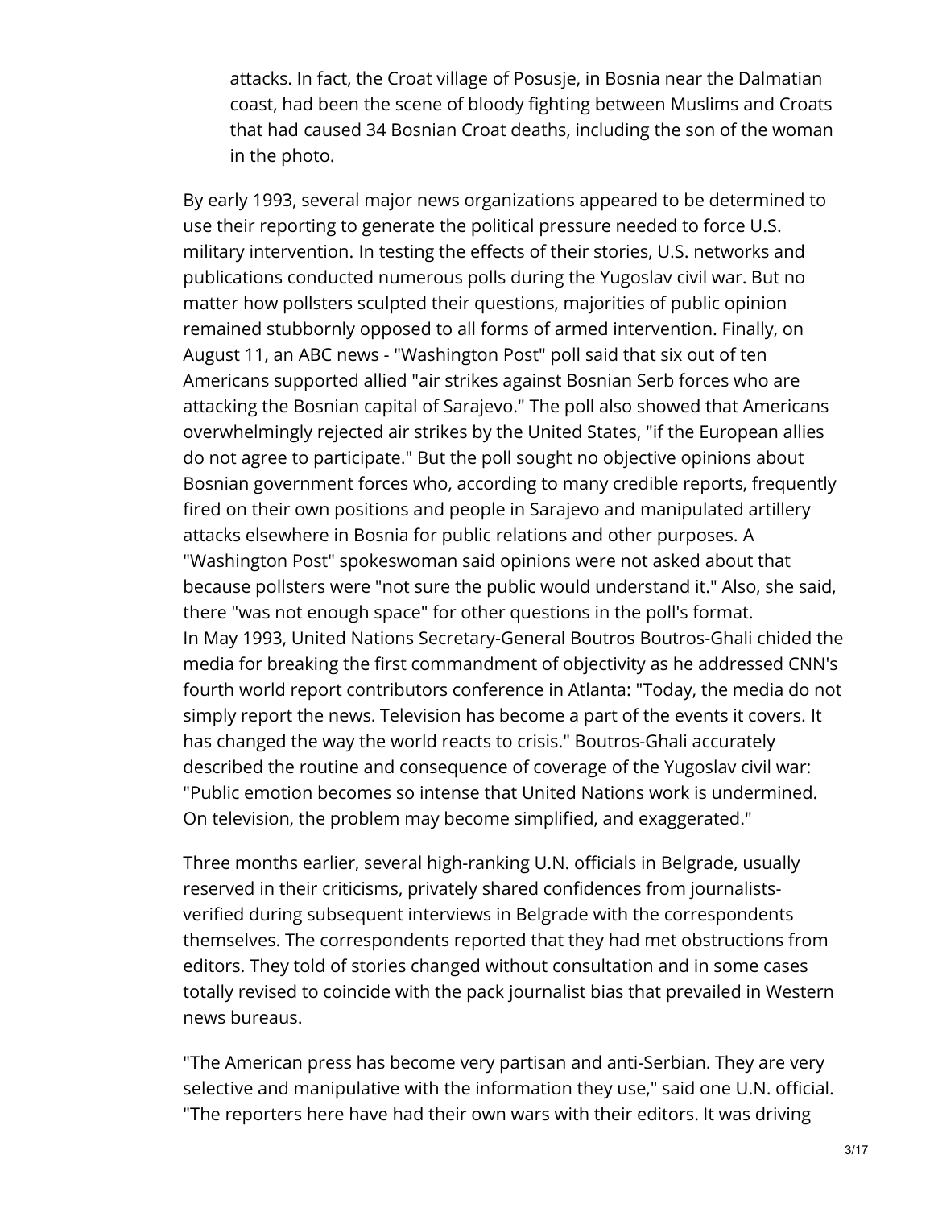> attacks. In fact, the Croat village of Posusje, in Bosnia near the Dalmatian coast, had been the scene of bloody fighting between Muslims and Croats that had caused 34 Bosnian Croat deaths, including the son of the woman in the photo.

By early 1993, several major news organizations appeared to be determined to use their reporting to generate the political pressure needed to force U.S. military intervention. In testing the effects of their stories, U.S. networks and publications conducted numerous polls during the Yugoslav civil war. But no matter how pollsters sculpted their questions, majorities of public opinion remained stubbornly opposed to all forms of armed intervention. Finally, on August 11, an ABC news - "Washington Post" poll said that six out of ten Americans supported allied "air strikes against Bosnian Serb forces who are attacking the Bosnian capital of Sarajevo." The poll also showed that Americans overwhelmingly rejected air strikes by the United States, "if the European allies do not agree to participate." But the poll sought no objective opinions about Bosnian government forces who, according to many credible reports, frequently fired on their own positions and people in Sarajevo and manipulated artillery attacks elsewhere in Bosnia for public relations and other purposes. A "Washington Post" spokeswoman said opinions were not asked about that because pollsters were "not sure the public would understand it." Also, she said, there "was not enough space" for other questions in the poll's format.
In May 1993, United Nations Secretary-General Boutros Boutros-Ghali chided the media for breaking the first commandment of objectivity as he addressed CNN's fourth world report contributors conference in Atlanta: "Today, the media do not simply report the news. Television has become a part of the events it covers. It has changed the way the world reacts to crisis." Boutros-Ghali accurately described the routine and consequence of coverage of the Yugoslav civil war: "Public emotion becomes so intense that United Nations work is undermined. On television, the problem may become simplified, and exaggerated."

Three months earlier, several high-ranking U.N. officials in Belgrade, usually reserved in their criticisms, privately shared confidences from journalists-verified during subsequent interviews in Belgrade with the correspondents themselves. The correspondents reported that they had met obstructions from editors. They told of stories changed without consultation and in some cases totally revised to coincide with the pack journalist bias that prevailed in Western news bureaus.

"The American press has become very partisan and anti-Serbian. They are very selective and manipulative with the information they use," said one U.N. official. "The reporters here have had their own wars with their editors. It was driving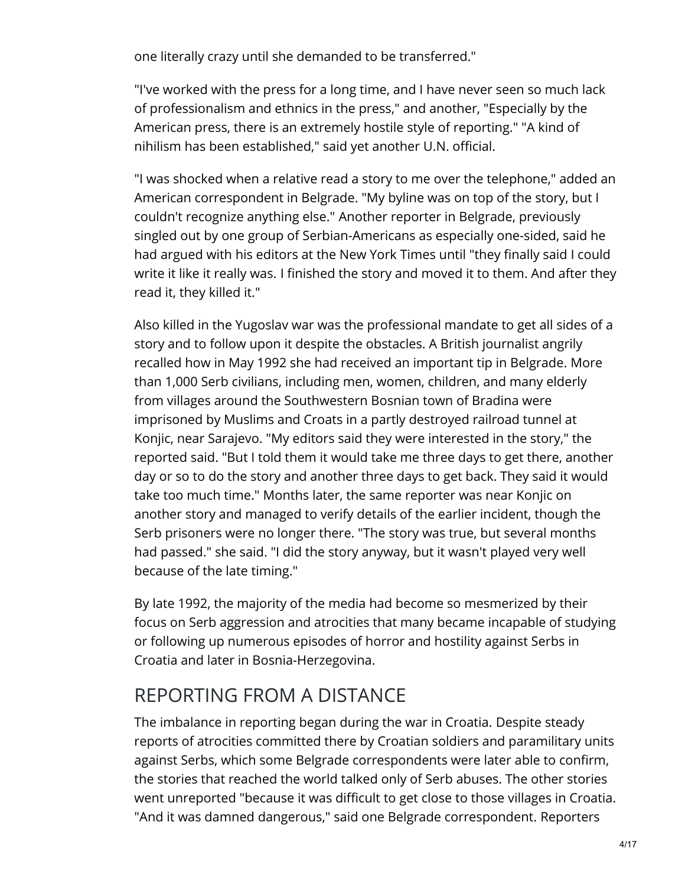one literally crazy until she demanded to be transferred."

"I've worked with the press for a long time, and I have never seen so much lack of professionalism and ethnics in the press," and another, "Especially by the American press, there is an extremely hostile style of reporting." "A kind of nihilism has been established," said yet another U.N. official.

"I was shocked when a relative read a story to me over the telephone," added an American correspondent in Belgrade. "My byline was on top of the story, but I couldn't recognize anything else." Another reporter in Belgrade, previously singled out by one group of Serbian-Americans as especially one-sided, said he had argued with his editors at the New York Times until "they finally said I could write it like it really was. I finished the story and moved it to them. And after they read it, they killed it."

Also killed in the Yugoslav war was the professional mandate to get all sides of a story and to follow upon it despite the obstacles. A British journalist angrily recalled how in May 1992 she had received an important tip in Belgrade. More than 1,000 Serb civilians, including men, women, children, and many elderly from villages around the Southwestern Bosnian town of Bradina were imprisoned by Muslims and Croats in a partly destroyed railroad tunnel at Konjic, near Sarajevo. "My editors said they were interested in the story," the reported said. "But I told them it would take me three days to get there, another day or so to do the story and another three days to get back. They said it would take too much time." Months later, the same reporter was near Konjic on another story and managed to verify details of the earlier incident, though the Serb prisoners were no longer there. "The story was true, but several months had passed." she said. "I did the story anyway, but it wasn't played very well because of the late timing."

By late 1992, the majority of the media had become so mesmerized by their focus on Serb aggression and atrocities that many became incapable of studying or following up numerous episodes of horror and hostility against Serbs in Croatia and later in Bosnia-Herzegovina.

## REPORTING FROM A DISTANCE

The imbalance in reporting began during the war in Croatia. Despite steady reports of atrocities committed there by Croatian soldiers and paramilitary units against Serbs, which some Belgrade correspondents were later able to confirm, the stories that reached the world talked only of Serb abuses. The other stories went unreported "because it was difficult to get close to those villages in Croatia. "And it was damned dangerous," said one Belgrade correspondent. Reporters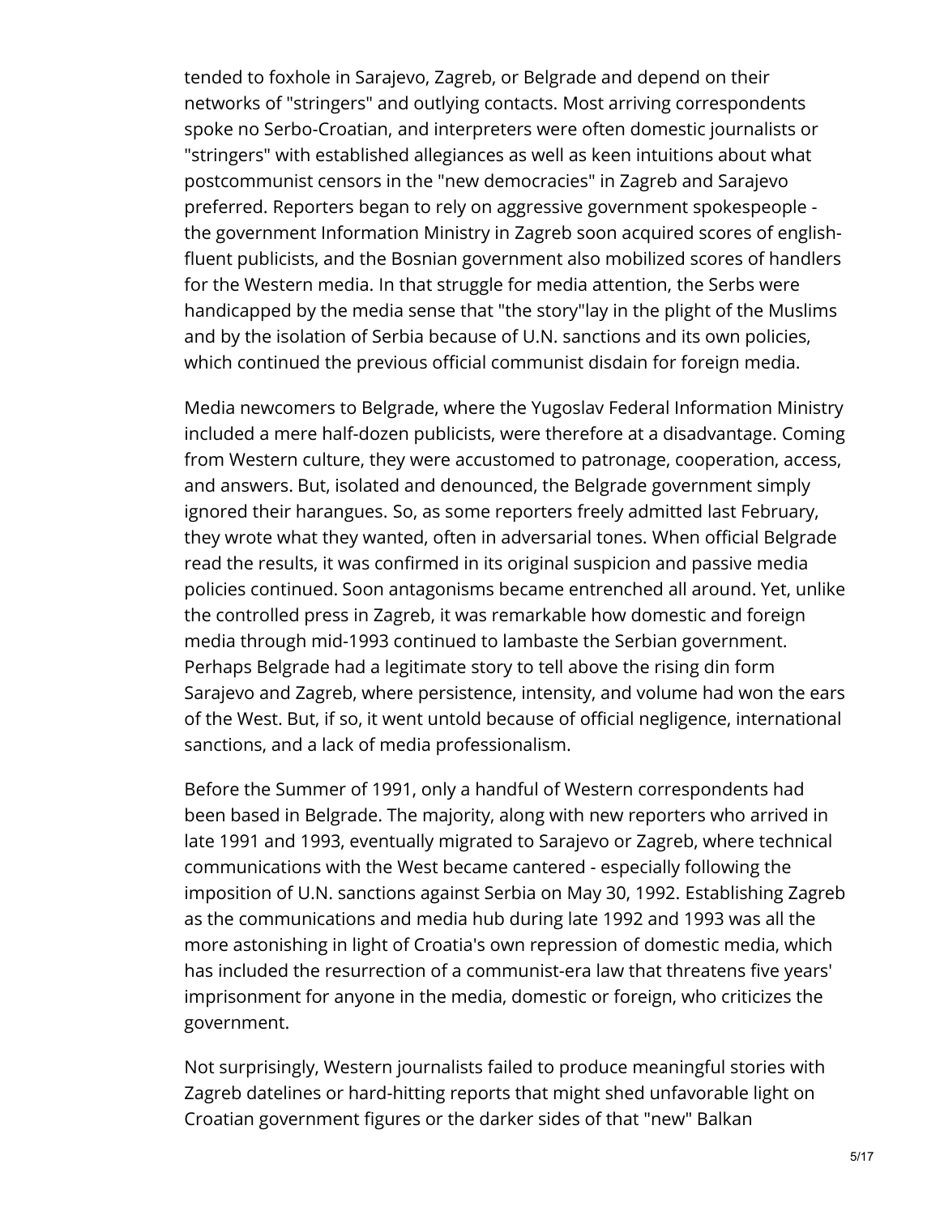tended to foxhole in Sarajevo, Zagreb, or Belgrade and depend on their networks of "stringers" and outlying contacts. Most arriving correspondents spoke no Serbo-Croatian, and interpreters were often domestic journalists or "stringers" with established allegiances as well as keen intuitions about what postcommunist censors in the "new democracies" in Zagreb and Sarajevo preferred. Reporters began to rely on aggressive government spokespeople - the government Information Ministry in Zagreb soon acquired scores of english-fluent publicists, and the Bosnian government also mobilized scores of handlers for the Western media. In that struggle for media attention, the Serbs were handicapped by the media sense that "the story"lay in the plight of the Muslims and by the isolation of Serbia because of U.N. sanctions and its own policies, which continued the previous official communist disdain for foreign media.

Media newcomers to Belgrade, where the Yugoslav Federal Information Ministry included a mere half-dozen publicists, were therefore at a disadvantage. Coming from Western culture, they were accustomed to patronage, cooperation, access, and answers. But, isolated and denounced, the Belgrade government simply ignored their harangues. So, as some reporters freely admitted last February, they wrote what they wanted, often in adversarial tones. When official Belgrade read the results, it was confirmed in its original suspicion and passive media policies continued. Soon antagonisms became entrenched all around. Yet, unlike the controlled press in Zagreb, it was remarkable how domestic and foreign media through mid-1993 continued to lambaste the Serbian government. Perhaps Belgrade had a legitimate story to tell above the rising din form Sarajevo and Zagreb, where persistence, intensity, and volume had won the ears of the West. But, if so, it went untold because of official negligence, international sanctions, and a lack of media professionalism.

Before the Summer of 1991, only a handful of Western correspondents had been based in Belgrade. The majority, along with new reporters who arrived in late 1991 and 1993, eventually migrated to Sarajevo or Zagreb, where technical communications with the West became cantered - especially following the imposition of U.N. sanctions against Serbia on May 30, 1992. Establishing Zagreb as the communications and media hub during late 1992 and 1993 was all the more astonishing in light of Croatia's own repression of domestic media, which has included the resurrection of a communist-era law that threatens five years' imprisonment for anyone in the media, domestic or foreign, who criticizes the government.

Not surprisingly, Western journalists failed to produce meaningful stories with Zagreb datelines or hard-hitting reports that might shed unfavorable light on Croatian government figures or the darker sides of that "new" Balkan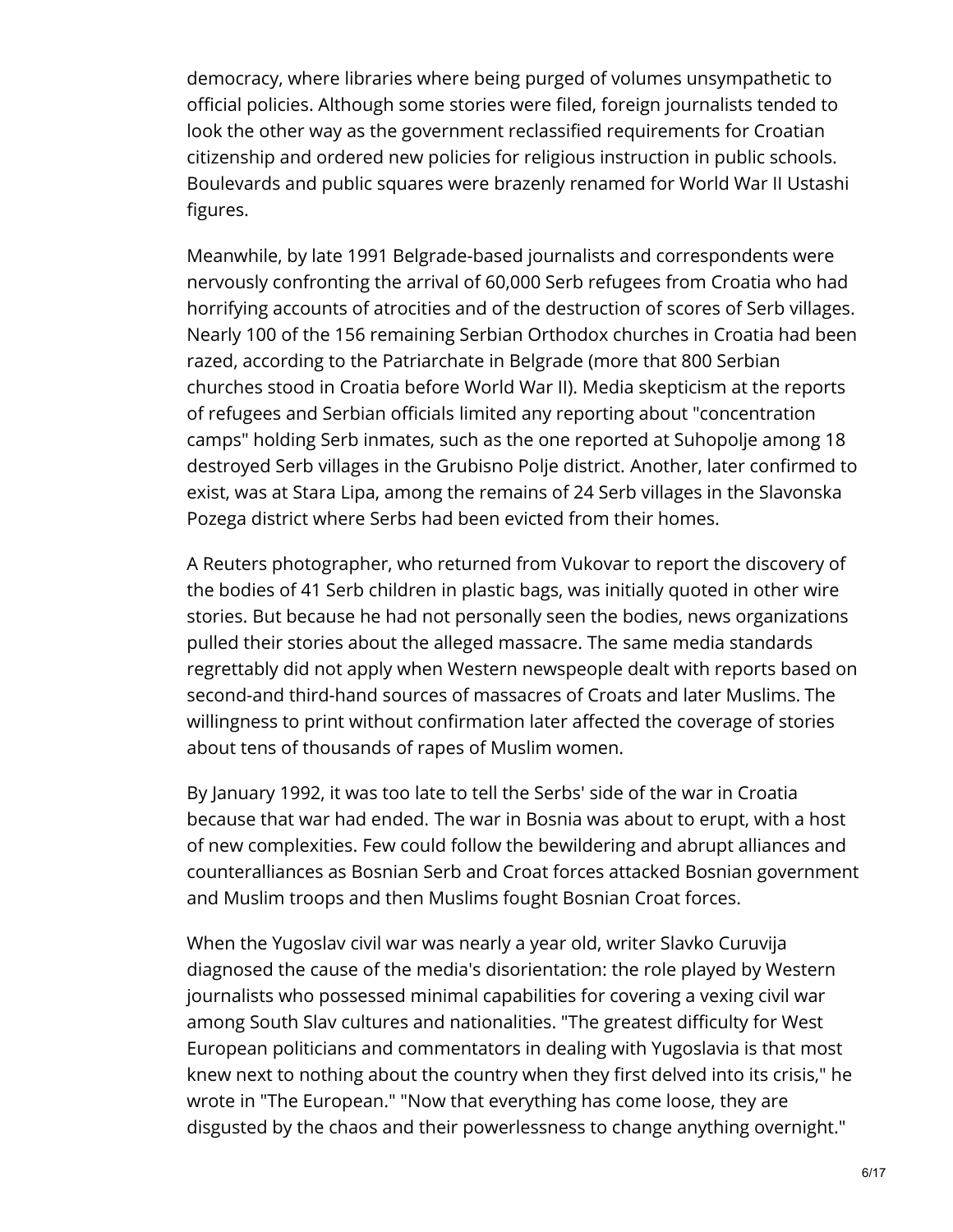democracy, where libraries where being purged of volumes unsympathetic to official policies. Although some stories were filed, foreign journalists tended to look the other way as the government reclassified requirements for Croatian citizenship and ordered new policies for religious instruction in public schools. Boulevards and public squares were brazenly renamed for World War II Ustashi figures.

Meanwhile, by late 1991 Belgrade-based journalists and correspondents were nervously confronting the arrival of 60,000 Serb refugees from Croatia who had horrifying accounts of atrocities and of the destruction of scores of Serb villages. Nearly 100 of the 156 remaining Serbian Orthodox churches in Croatia had been razed, according to the Patriarchate in Belgrade (more that 800 Serbian churches stood in Croatia before World War II). Media skepticism at the reports of refugees and Serbian officials limited any reporting about "concentration camps" holding Serb inmates, such as the one reported at Suhopolje among 18 destroyed Serb villages in the Grubisno Polje district. Another, later confirmed to exist, was at Stara Lipa, among the remains of 24 Serb villages in the Slavonska Pozega district where Serbs had been evicted from their homes.

A Reuters photographer, who returned from Vukovar to report the discovery of the bodies of 41 Serb children in plastic bags, was initially quoted in other wire stories. But because he had not personally seen the bodies, news organizations pulled their stories about the alleged massacre. The same media standards regrettably did not apply when Western newspeople dealt with reports based on second-and third-hand sources of massacres of Croats and later Muslims. The willingness to print without confirmation later affected the coverage of stories about tens of thousands of rapes of Muslim women.

By January 1992, it was too late to tell the Serbs' side of the war in Croatia because that war had ended. The war in Bosnia was about to erupt, with a host of new complexities. Few could follow the bewildering and abrupt alliances and counteralliances as Bosnian Serb and Croat forces attacked Bosnian government and Muslim troops and then Muslims fought Bosnian Croat forces.

When the Yugoslav civil war was nearly a year old, writer Slavko Curuvija diagnosed the cause of the media's disorientation: the role played by Western journalists who possessed minimal capabilities for covering a vexing civil war among South Slav cultures and nationalities. "The greatest difficulty for West European politicians and commentators in dealing with Yugoslavia is that most knew next to nothing about the country when they first delved into its crisis," he wrote in "The European." "Now that everything has come loose, they are disgusted by the chaos and their powerlessness to change anything overnight."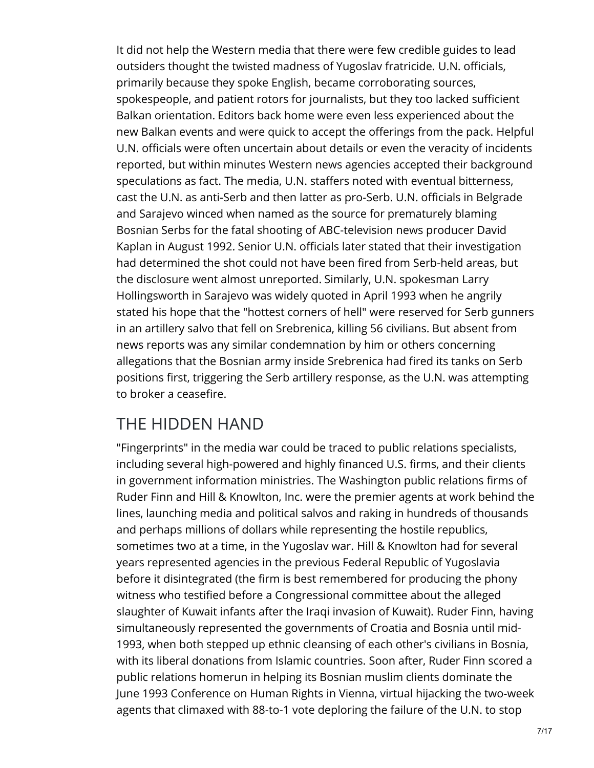It did not help the Western media that there were few credible guides to lead outsiders thought the twisted madness of Yugoslav fratricide. U.N. officials, primarily because they spoke English, became corroborating sources, spokespeople, and patient rotors for journalists, but they too lacked sufficient Balkan orientation. Editors back home were even less experienced about the new Balkan events and were quick to accept the offerings from the pack. Helpful U.N. officials were often uncertain about details or even the veracity of incidents reported, but within minutes Western news agencies accepted their background speculations as fact. The media, U.N. staffers noted with eventual bitterness, cast the U.N. as anti-Serb and then latter as pro-Serb. U.N. officials in Belgrade and Sarajevo winced when named as the source for prematurely blaming Bosnian Serbs for the fatal shooting of ABC-television news producer David Kaplan in August 1992. Senior U.N. officials later stated that their investigation had determined the shot could not have been fired from Serb-held areas, but the disclosure went almost unreported. Similarly, U.N. spokesman Larry Hollingsworth in Sarajevo was widely quoted in April 1993 when he angrily stated his hope that the "hottest corners of hell" were reserved for Serb gunners in an artillery salvo that fell on Srebrenica, killing 56 civilians. But absent from news reports was any similar condemnation by him or others concerning allegations that the Bosnian army inside Srebrenica had fired its tanks on Serb positions first, triggering the Serb artillery response, as the U.N. was attempting to broker a ceasefire.

## THE HIDDEN HAND

"Fingerprints" in the media war could be traced to public relations specialists, including several high-powered and highly financed U.S. firms, and their clients in government information ministries. The Washington public relations firms of Ruder Finn and Hill & Knowlton, Inc. were the premier agents at work behind the lines, launching media and political salvos and raking in hundreds of thousands and perhaps millions of dollars while representing the hostile republics, sometimes two at a time, in the Yugoslav war. Hill & Knowlton had for several years represented agencies in the previous Federal Republic of Yugoslavia before it disintegrated (the firm is best remembered for producing the phony witness who testified before a Congressional committee about the alleged slaughter of Kuwait infants after the Iraqi invasion of Kuwait). Ruder Finn, having simultaneously represented the governments of Croatia and Bosnia until mid-1993, when both stepped up ethnic cleansing of each other's civilians in Bosnia, with its liberal donations from Islamic countries. Soon after, Ruder Finn scored a public relations homerun in helping its Bosnian muslim clients dominate the June 1993 Conference on Human Rights in Vienna, virtual hijacking the two-week agents that climaxed with 88-to-1 vote deploring the failure of the U.N. to stop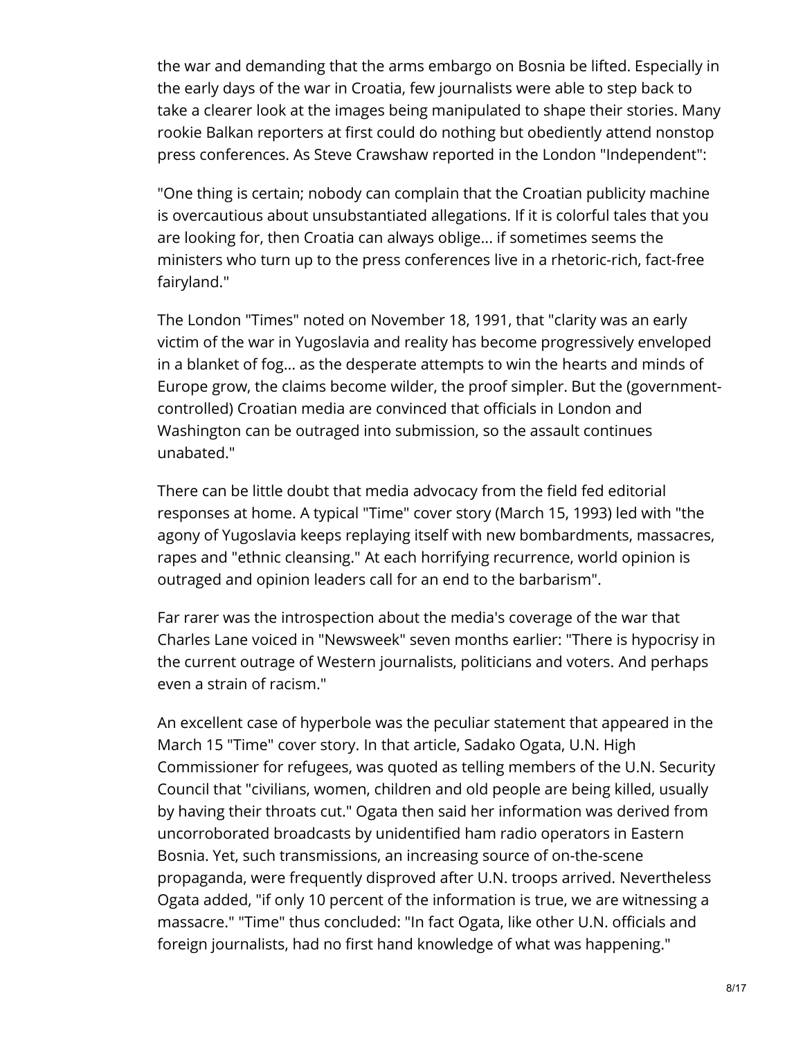the war and demanding that the arms embargo on Bosnia be lifted. Especially in the early days of the war in Croatia, few journalists were able to step back to take a clearer look at the images being manipulated to shape their stories. Many rookie Balkan reporters at first could do nothing but obediently attend nonstop press conferences. As Steve Crawshaw reported in the London "Independent":

"One thing is certain; nobody can complain that the Croatian publicity machine is overcautious about unsubstantiated allegations. If it is colorful tales that you are looking for, then Croatia can always oblige... if sometimes seems the ministers who turn up to the press conferences live in a rhetoric-rich, fact-free fairyland."

The London "Times" noted on November 18, 1991, that "clarity was an early victim of the war in Yugoslavia and reality has become progressively enveloped in a blanket of fog... as the desperate attempts to win the hearts and minds of Europe grow, the claims become wilder, the proof simpler. But the (government-controlled) Croatian media are convinced that officials in London and Washington can be outraged into submission, so the assault continues unabated."

There can be little doubt that media advocacy from the field fed editorial responses at home. A typical "Time" cover story (March 15, 1993) led with "the agony of Yugoslavia keeps replaying itself with new bombardments, massacres, rapes and "ethnic cleansing." At each horrifying recurrence, world opinion is outraged and opinion leaders call for an end to the barbarism".

Far rarer was the introspection about the media's coverage of the war that Charles Lane voiced in "Newsweek" seven months earlier: "There is hypocrisy in the current outrage of Western journalists, politicians and voters. And perhaps even a strain of racism."

An excellent case of hyperbole was the peculiar statement that appeared in the March 15 "Time" cover story. In that article, Sadako Ogata, U.N. High Commissioner for refugees, was quoted as telling members of the U.N. Security Council that "civilians, women, children and old people are being killed, usually by having their throats cut." Ogata then said her information was derived from uncorroborated broadcasts by unidentified ham radio operators in Eastern Bosnia. Yet, such transmissions, an increasing source of on-the-scene propaganda, were frequently disproved after U.N. troops arrived. Nevertheless Ogata added, "if only 10 percent of the information is true, we are witnessing a massacre." "Time" thus concluded: "In fact Ogata, like other U.N. officials and foreign journalists, had no first hand knowledge of what was happening."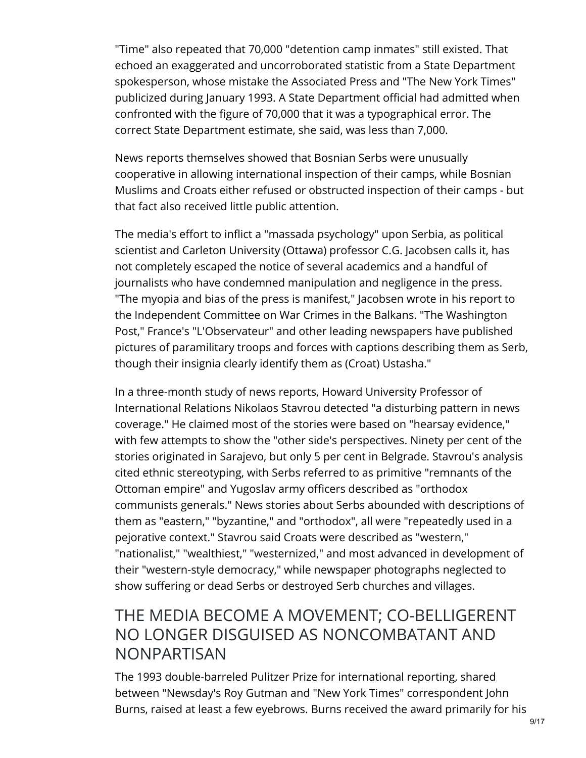"Time" also repeated that 70,000 "detention camp inmates" still existed. That echoed an exaggerated and uncorroborated statistic from a State Department spokesperson, whose mistake the Associated Press and "The New York Times" publicized during January 1993. A State Department official had admitted when confronted with the figure of 70,000 that it was a typographical error. The correct State Department estimate, she said, was less than 7,000.

News reports themselves showed that Bosnian Serbs were unusually cooperative in allowing international inspection of their camps, while Bosnian Muslims and Croats either refused or obstructed inspection of their camps - but that fact also received little public attention.

The media's effort to inflict a "massada psychology" upon Serbia, as political scientist and Carleton University (Ottawa) professor C.G. Jacobsen calls it, has not completely escaped the notice of several academics and a handful of journalists who have condemned manipulation and negligence in the press. "The myopia and bias of the press is manifest," Jacobsen wrote in his report to the Independent Committee on War Crimes in the Balkans. "The Washington Post," France's "L'Observateur" and other leading newspapers have published pictures of paramilitary troops and forces with captions describing them as Serb, though their insignia clearly identify them as (Croat) Ustasha."

In a three-month study of news reports, Howard University Professor of International Relations Nikolaos Stavrou detected "a disturbing pattern in news coverage." He claimed most of the stories were based on "hearsay evidence," with few attempts to show the "other side's perspectives. Ninety per cent of the stories originated in Sarajevo, but only 5 per cent in Belgrade. Stavrou's analysis cited ethnic stereotyping, with Serbs referred to as primitive "remnants of the Ottoman empire" and Yugoslav army officers described as "orthodox communists generals." News stories about Serbs abounded with descriptions of them as "eastern," "byzantine," and "orthodox", all were "repeatedly used in a pejorative context." Stavrou said Croats were described as "western," "nationalist," "wealthiest," "westernized," and most advanced in development of their "western-style democracy," while newspaper photographs neglected to show suffering or dead Serbs or destroyed Serb churches and villages.

## THE MEDIA BECOME A MOVEMENT; CO-BELLIGERENT NO LONGER DISGUISED AS NONCOMBATANT AND NONPARTISAN

The 1993 double-barreled Pulitzer Prize for international reporting, shared between "Newsday's Roy Gutman and "New York Times" correspondent John Burns, raised at least a few eyebrows. Burns received the award primarily for his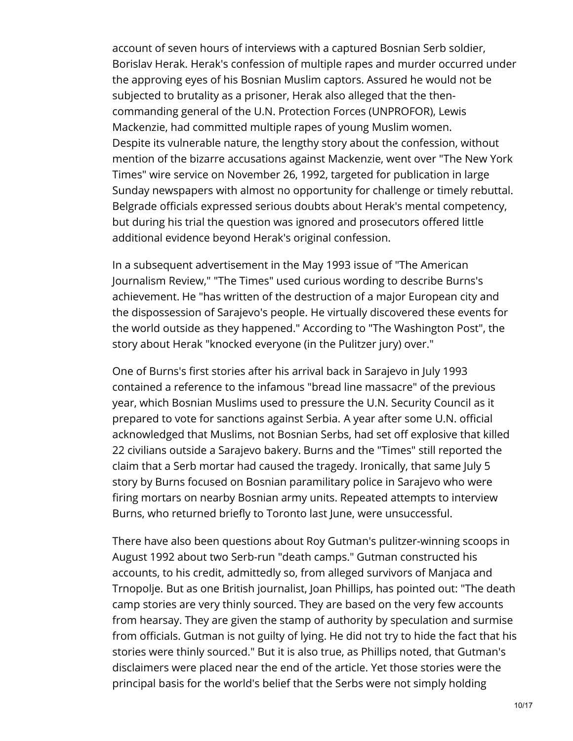account of seven hours of interviews with a captured Bosnian Serb soldier, Borislav Herak. Herak's confession of multiple rapes and murder occurred under the approving eyes of his Bosnian Muslim captors. Assured he would not be subjected to brutality as a prisoner, Herak also alleged that the then-commanding general of the U.N. Protection Forces (UNPROFOR), Lewis Mackenzie, had committed multiple rapes of young Muslim women.
Despite its vulnerable nature, the lengthy story about the confession, without mention of the bizarre accusations against Mackenzie, went over "The New York Times" wire service on November 26, 1992, targeted for publication in large Sunday newspapers with almost no opportunity for challenge or timely rebuttal. Belgrade officials expressed serious doubts about Herak's mental competency, but during his trial the question was ignored and prosecutors offered little additional evidence beyond Herak's original confession.

In a subsequent advertisement in the May 1993 issue of "The American Journalism Review," "The Times" used curious wording to describe Burns's achievement. He "has written of the destruction of a major European city and the dispossession of Sarajevo's people. He virtually discovered these events for the world outside as they happened." According to "The Washington Post", the story about Herak "knocked everyone (in the Pulitzer jury) over."

One of Burns's first stories after his arrival back in Sarajevo in July 1993 contained a reference to the infamous "bread line massacre" of the previous year, which Bosnian Muslims used to pressure the U.N. Security Council as it prepared to vote for sanctions against Serbia. A year after some U.N. official acknowledged that Muslims, not Bosnian Serbs, had set off explosive that killed 22 civilians outside a Sarajevo bakery. Burns and the "Times" still reported the claim that a Serb mortar had caused the tragedy. Ironically, that same July 5 story by Burns focused on Bosnian paramilitary police in Sarajevo who were firing mortars on nearby Bosnian army units. Repeated attempts to interview Burns, who returned briefly to Toronto last June, were unsuccessful.

There have also been questions about Roy Gutman's pulitzer-winning scoops in August 1992 about two Serb-run "death camps." Gutman constructed his accounts, to his credit, admittedly so, from alleged survivors of Manjaca and Trnopolje. But as one British journalist, Joan Phillips, has pointed out: "The death camp stories are very thinly sourced. They are based on the very few accounts from hearsay. They are given the stamp of authority by speculation and surmise from officials. Gutman is not guilty of lying. He did not try to hide the fact that his stories were thinly sourced." But it is also true, as Phillips noted, that Gutman's disclaimers were placed near the end of the article. Yet those stories were the principal basis for the world's belief that the Serbs were not simply holding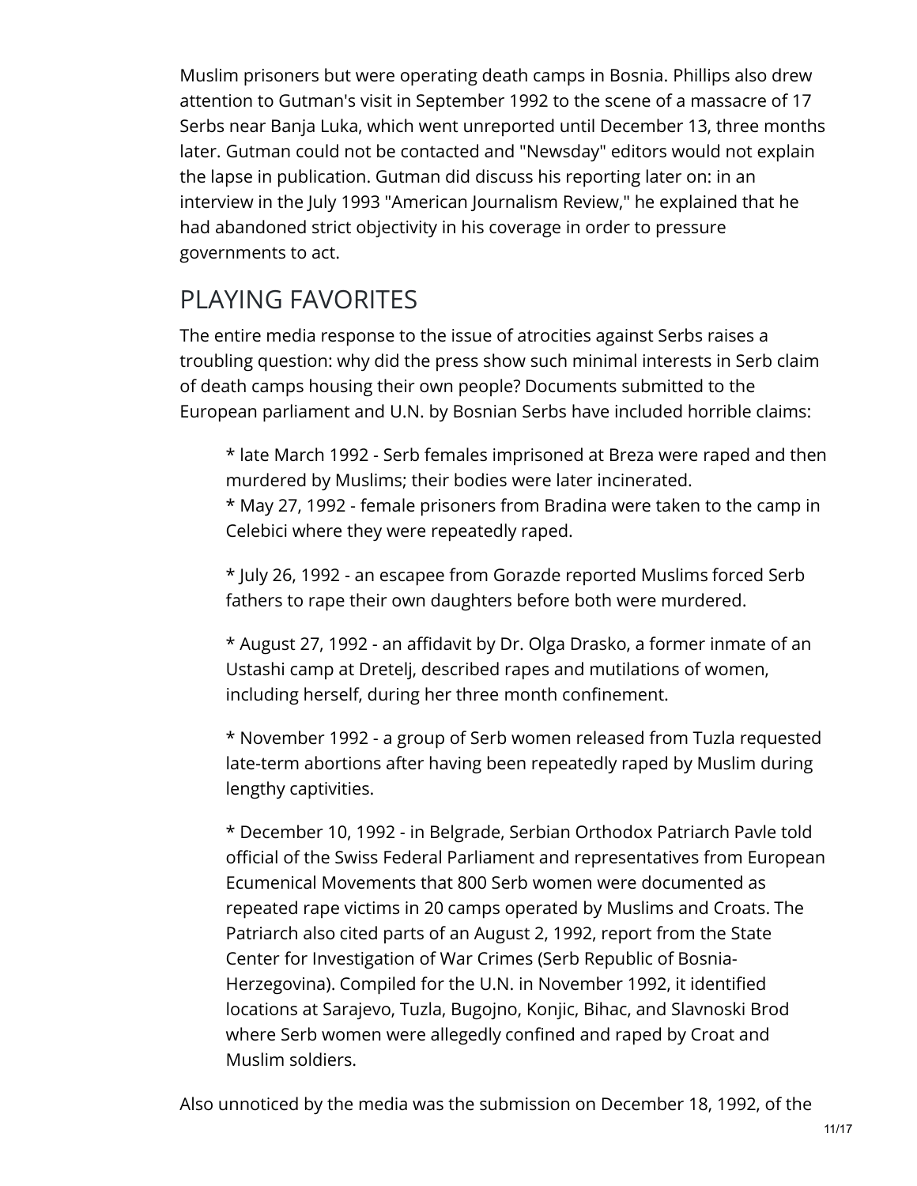Muslim prisoners but were operating death camps in Bosnia. Phillips also drew attention to Gutman's visit in September 1992 to the scene of a massacre of 17 Serbs near Banja Luka, which went unreported until December 13, three months later. Gutman could not be contacted and "Newsday" editors would not explain the lapse in publication. Gutman did discuss his reporting later on: in an interview in the July 1993 "American Journalism Review," he explained that he had abandoned strict objectivity in his coverage in order to pressure governments to act.

## PLAYING FAVORITES

The entire media response to the issue of atrocities against Serbs raises a troubling question: why did the press show such minimal interests in Serb claim of death camps housing their own people? Documents submitted to the European parliament and U.N. by Bosnian Serbs have included horrible claims:

> * late March 1992 - Serb females imprisoned at Breza were raped and then murdered by Muslims; their bodies were later incinerated.
> * May 27, 1992 - female prisoners from Bradina were taken to the camp in Celebici where they were repeatedly raped.
>
> * July 26, 1992 - an escapee from Gorazde reported Muslims forced Serb fathers to rape their own daughters before both were murdered.
>
> * August 27, 1992 - an affidavit by Dr. Olga Drasko, a former inmate of an Ustashi camp at Dretelj, described rapes and mutilations of women, including herself, during her three month confinement.
>
> * November 1992 - a group of Serb women released from Tuzla requested late-term abortions after having been repeatedly raped by Muslim during lengthy captivities.
>
> * December 10, 1992 - in Belgrade, Serbian Orthodox Patriarch Pavle told official of the Swiss Federal Parliament and representatives from European Ecumenical Movements that 800 Serb women were documented as repeated rape victims in 20 camps operated by Muslims and Croats. The Patriarch also cited parts of an August 2, 1992, report from the State Center for Investigation of War Crimes (Serb Republic of Bosnia-Herzegovina). Compiled for the U.N. in November 1992, it identified locations at Sarajevo, Tuzla, Bugojno, Konjic, Bihac, and Slavnoski Brod where Serb women were allegedly confined and raped by Croat and Muslim soldiers.

Also unnoticed by the media was the submission on December 18, 1992, of the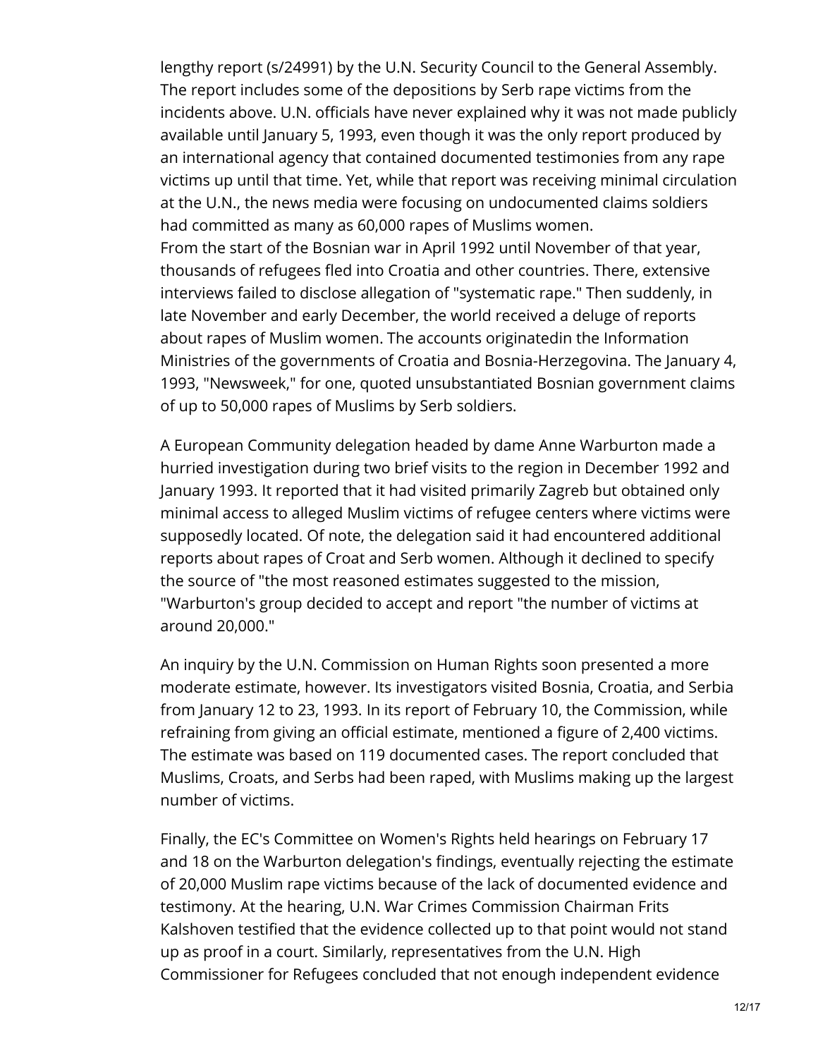lengthy report (s/24991) by the U.N. Security Council to the General Assembly. The report includes some of the depositions by Serb rape victims from the incidents above. U.N. officials have never explained why it was not made publicly available until January 5, 1993, even though it was the only report produced by an international agency that contained documented testimonies from any rape victims up until that time. Yet, while that report was receiving minimal circulation at the U.N., the news media were focusing on undocumented claims soldiers had committed as many as 60,000 rapes of Muslims women.
From the start of the Bosnian war in April 1992 until November of that year, thousands of refugees fled into Croatia and other countries. There, extensive interviews failed to disclose allegation of "systematic rape." Then suddenly, in late November and early December, the world received a deluge of reports about rapes of Muslim women. The accounts originatedin the Information Ministries of the governments of Croatia and Bosnia-Herzegovina. The January 4, 1993, "Newsweek," for one, quoted unsubstantiated Bosnian government claims of up to 50,000 rapes of Muslims by Serb soldiers.

A European Community delegation headed by dame Anne Warburton made a hurried investigation during two brief visits to the region in December 1992 and January 1993. It reported that it had visited primarily Zagreb but obtained only minimal access to alleged Muslim victims of refugee centers where victims were supposedly located. Of note, the delegation said it had encountered additional reports about rapes of Croat and Serb women. Although it declined to specify the source of "the most reasoned estimates suggested to the mission, "Warburton's group decided to accept and report "the number of victims at around 20,000."

An inquiry by the U.N. Commission on Human Rights soon presented a more moderate estimate, however. Its investigators visited Bosnia, Croatia, and Serbia from January 12 to 23, 1993. In its report of February 10, the Commission, while refraining from giving an official estimate, mentioned a figure of 2,400 victims. The estimate was based on 119 documented cases. The report concluded that Muslims, Croats, and Serbs had been raped, with Muslims making up the largest number of victims.

Finally, the EC's Committee on Women's Rights held hearings on February 17 and 18 on the Warburton delegation's findings, eventually rejecting the estimate of 20,000 Muslim rape victims because of the lack of documented evidence and testimony. At the hearing, U.N. War Crimes Commission Chairman Frits Kalshoven testified that the evidence collected up to that point would not stand up as proof in a court. Similarly, representatives from the U.N. High Commissioner for Refugees concluded that not enough independent evidence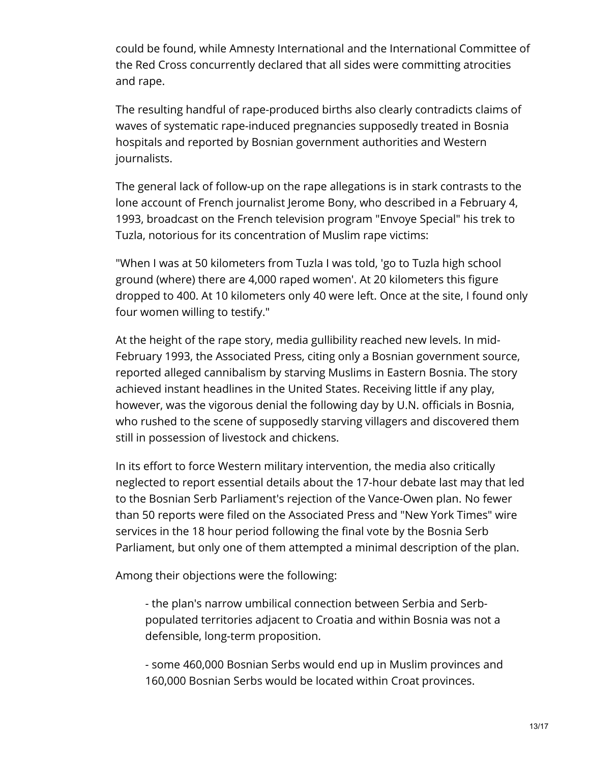could be found, while Amnesty International and the International Committee of the Red Cross concurrently declared that all sides were committing atrocities and rape.

The resulting handful of rape-produced births also clearly contradicts claims of waves of systematic rape-induced pregnancies supposedly treated in Bosnia hospitals and reported by Bosnian government authorities and Western journalists.

The general lack of follow-up on the rape allegations is in stark contrasts to the lone account of French journalist Jerome Bony, who described in a February 4, 1993, broadcast on the French television program "Envoye Special" his trek to Tuzla, notorious for its concentration of Muslim rape victims:

"When I was at 50 kilometers from Tuzla I was told, 'go to Tuzla high school ground (where) there are 4,000 raped women'. At 20 kilometers this figure dropped to 400. At 10 kilometers only 40 were left. Once at the site, I found only four women willing to testify."

At the height of the rape story, media gullibility reached new levels. In mid-February 1993, the Associated Press, citing only a Bosnian government source, reported alleged cannibalism by starving Muslims in Eastern Bosnia. The story achieved instant headlines in the United States. Receiving little if any play, however, was the vigorous denial the following day by U.N. officials in Bosnia, who rushed to the scene of supposedly starving villagers and discovered them still in possession of livestock and chickens.

In its effort to force Western military intervention, the media also critically neglected to report essential details about the 17-hour debate last may that led to the Bosnian Serb Parliament's rejection of the Vance-Owen plan. No fewer than 50 reports were filed on the Associated Press and "New York Times" wire services in the 18 hour period following the final vote by the Bosnia Serb Parliament, but only one of them attempted a minimal description of the plan.

Among their objections were the following:

> - the plan's narrow umbilical connection between Serbia and Serb-populated territories adjacent to Croatia and within Bosnia was not a defensible, long-term proposition.
>
> - some 460,000 Bosnian Serbs would end up in Muslim provinces and 160,000 Bosnian Serbs would be located within Croat provinces.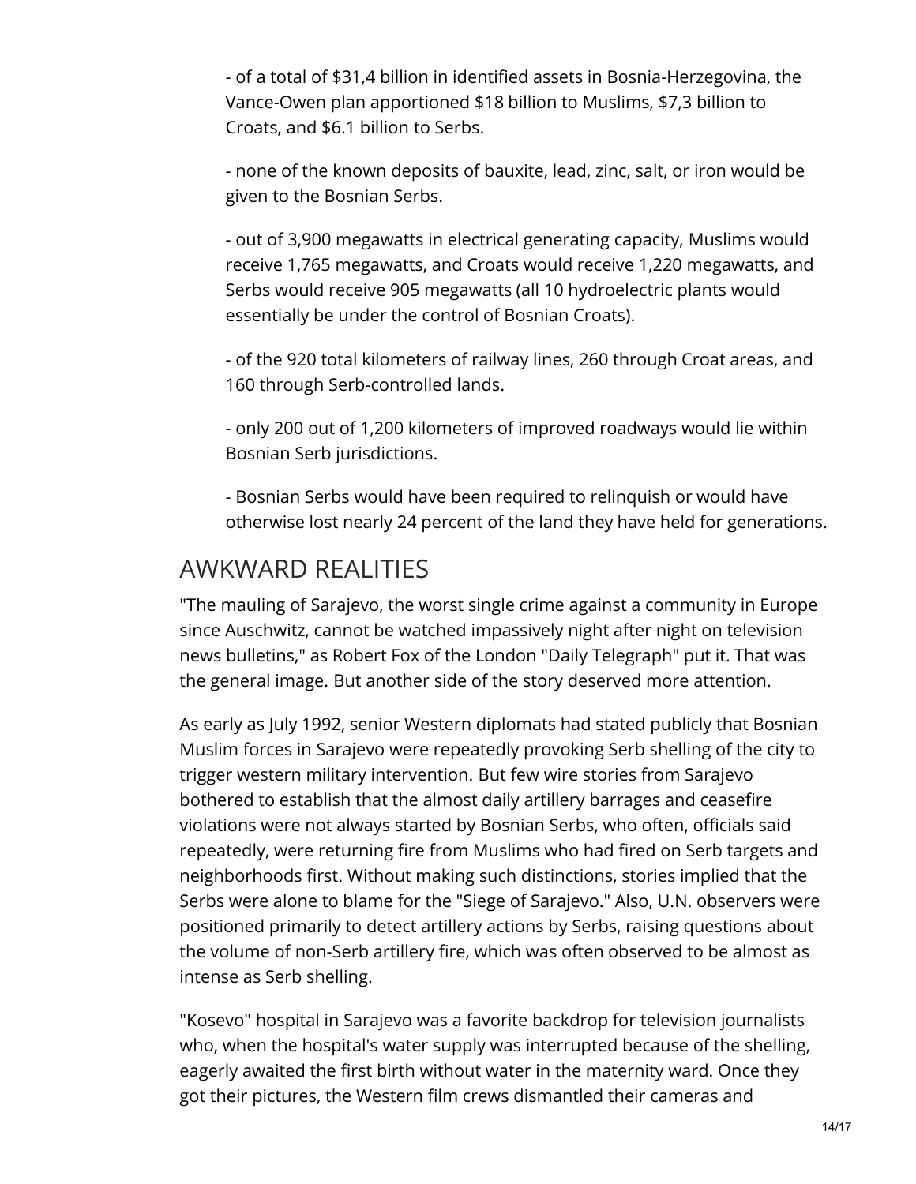- of a total of $31,4 billion in identified assets in Bosnia-Herzegovina, the Vance-Owen plan apportioned $18 billion to Muslims, $7,3 billion to Croats, and $6.1 billion to Serbs.

- none of the known deposits of bauxite, lead, zinc, salt, or iron would be given to the Bosnian Serbs.

- out of 3,900 megawatts in electrical generating capacity, Muslims would receive 1,765 megawatts, and Croats would receive 1,220 megawatts, and Serbs would receive 905 megawatts (all 10 hydroelectric plants would essentially be under the control of Bosnian Croats).

- of the 920 total kilometers of railway lines, 260 through Croat areas, and 160 through Serb-controlled lands.

- only 200 out of 1,200 kilometers of improved roadways would lie within Bosnian Serb jurisdictions.

- Bosnian Serbs would have been required to relinquish or would have otherwise lost nearly 24 percent of the land they have held for generations.

## AWKWARD REALITIES

"The mauling of Sarajevo, the worst single crime against a community in Europe since Auschwitz, cannot be watched impassively night after night on television news bulletins," as Robert Fox of the London "Daily Telegraph" put it. That was the general image. But another side of the story deserved more attention.

As early as July 1992, senior Western diplomats had stated publicly that Bosnian Muslim forces in Sarajevo were repeatedly provoking Serb shelling of the city to trigger western military intervention. But few wire stories from Sarajevo bothered to establish that the almost daily artillery barrages and ceasefire violations were not always started by Bosnian Serbs, who often, officials said repeatedly, were returning fire from Muslims who had fired on Serb targets and neighborhoods first. Without making such distinctions, stories implied that the Serbs were alone to blame for the "Siege of Sarajevo." Also, U.N. observers were positioned primarily to detect artillery actions by Serbs, raising questions about the volume of non-Serb artillery fire, which was often observed to be almost as intense as Serb shelling.

"Kosevo" hospital in Sarajevo was a favorite backdrop for television journalists who, when the hospital's water supply was interrupted because of the shelling, eagerly awaited the first birth without water in the maternity ward. Once they got their pictures, the Western film crews dismantled their cameras and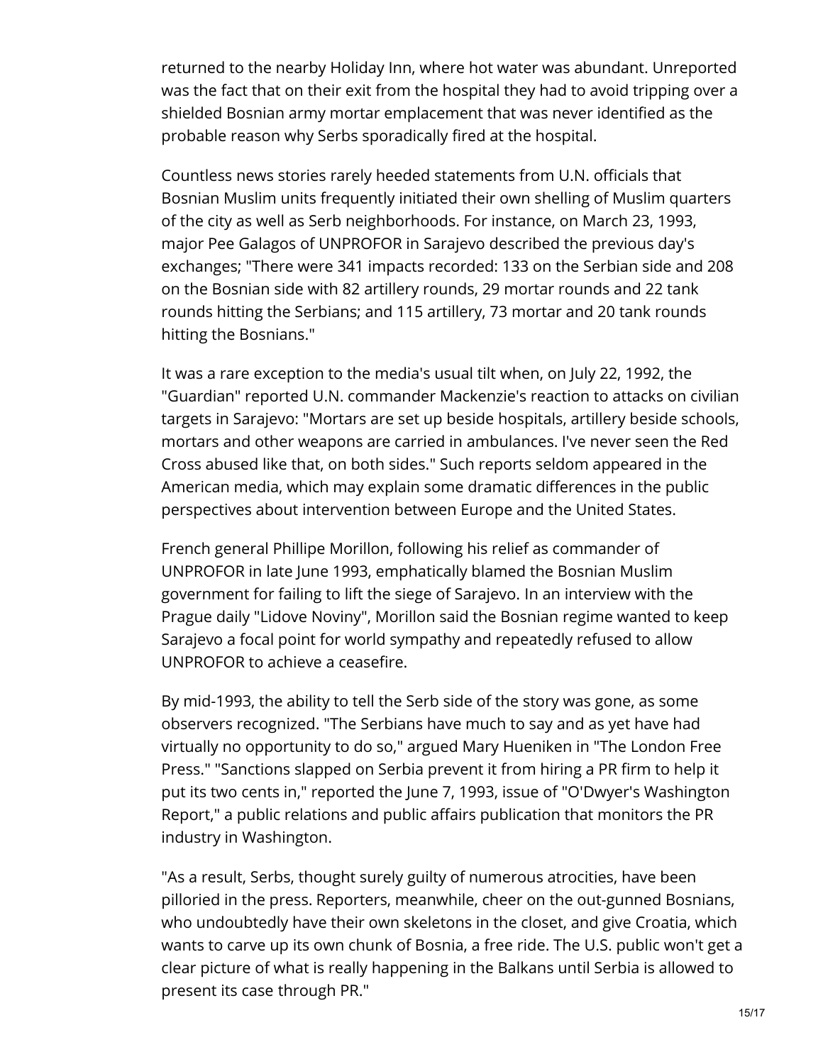returned to the nearby Holiday Inn, where hot water was abundant. Unreported was the fact that on their exit from the hospital they had to avoid tripping over a shielded Bosnian army mortar emplacement that was never identified as the probable reason why Serbs sporadically fired at the hospital.

Countless news stories rarely heeded statements from U.N. officials that Bosnian Muslim units frequently initiated their own shelling of Muslim quarters of the city as well as Serb neighborhoods. For instance, on March 23, 1993, major Pee Galagos of UNPROFOR in Sarajevo described the previous day's exchanges; "There were 341 impacts recorded: 133 on the Serbian side and 208 on the Bosnian side with 82 artillery rounds, 29 mortar rounds and 22 tank rounds hitting the Serbians; and 115 artillery, 73 mortar and 20 tank rounds hitting the Bosnians."

It was a rare exception to the media's usual tilt when, on July 22, 1992, the "Guardian" reported U.N. commander Mackenzie's reaction to attacks on civilian targets in Sarajevo: "Mortars are set up beside hospitals, artillery beside schools, mortars and other weapons are carried in ambulances. I've never seen the Red Cross abused like that, on both sides." Such reports seldom appeared in the American media, which may explain some dramatic differences in the public perspectives about intervention between Europe and the United States.

French general Phillipe Morillon, following his relief as commander of UNPROFOR in late June 1993, emphatically blamed the Bosnian Muslim government for failing to lift the siege of Sarajevo. In an interview with the Prague daily "Lidove Noviny", Morillon said the Bosnian regime wanted to keep Sarajevo a focal point for world sympathy and repeatedly refused to allow UNPROFOR to achieve a ceasefire.

By mid-1993, the ability to tell the Serb side of the story was gone, as some observers recognized. "The Serbians have much to say and as yet have had virtually no opportunity to do so," argued Mary Hueniken in "The London Free Press." "Sanctions slapped on Serbia prevent it from hiring a PR firm to help it put its two cents in," reported the June 7, 1993, issue of "O'Dwyer's Washington Report," a public relations and public affairs publication that monitors the PR industry in Washington.

"As a result, Serbs, thought surely guilty of numerous atrocities, have been pilloried in the press. Reporters, meanwhile, cheer on the out-gunned Bosnians, who undoubtedly have their own skeletons in the closet, and give Croatia, which wants to carve up its own chunk of Bosnia, a free ride. The U.S. public won't get a clear picture of what is really happening in the Balkans until Serbia is allowed to present its case through PR."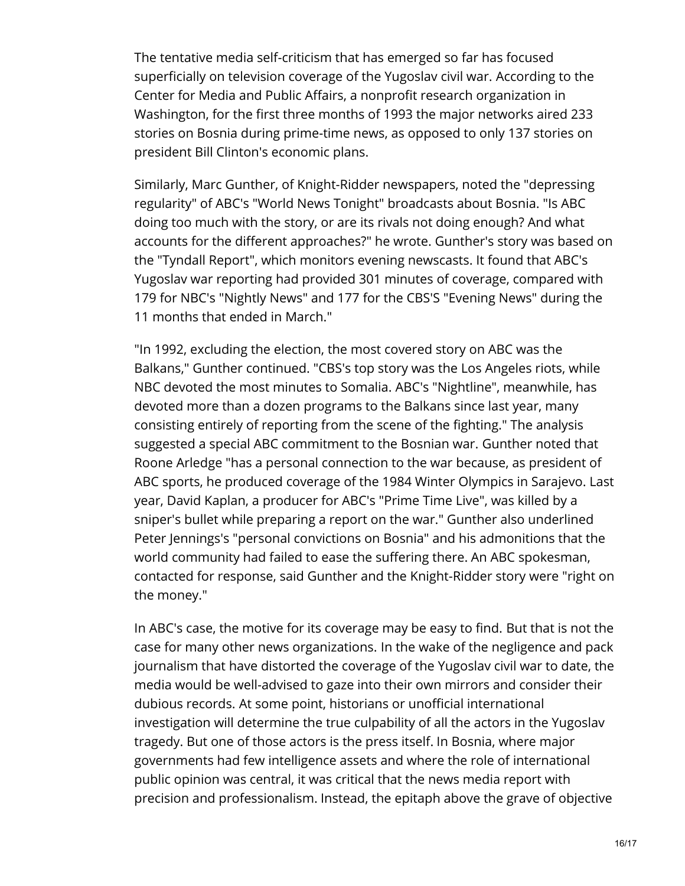The tentative media self-criticism that has emerged so far has focused superficially on television coverage of the Yugoslav civil war. According to the Center for Media and Public Affairs, a nonprofit research organization in Washington, for the first three months of 1993 the major networks aired 233 stories on Bosnia during prime-time news, as opposed to only 137 stories on president Bill Clinton's economic plans.

Similarly, Marc Gunther, of Knight-Ridder newspapers, noted the "depressing regularity" of ABC's "World News Tonight" broadcasts about Bosnia. "Is ABC doing too much with the story, or are its rivals not doing enough? And what accounts for the different approaches?" he wrote. Gunther's story was based on the "Tyndall Report", which monitors evening newscasts. It found that ABC's Yugoslav war reporting had provided 301 minutes of coverage, compared with 179 for NBC's "Nightly News" and 177 for the CBS'S "Evening News" during the 11 months that ended in March."

"In 1992, excluding the election, the most covered story on ABC was the Balkans," Gunther continued. "CBS's top story was the Los Angeles riots, while NBC devoted the most minutes to Somalia. ABC's "Nightline", meanwhile, has devoted more than a dozen programs to the Balkans since last year, many consisting entirely of reporting from the scene of the fighting." The analysis suggested a special ABC commitment to the Bosnian war. Gunther noted that Roone Arledge "has a personal connection to the war because, as president of ABC sports, he produced coverage of the 1984 Winter Olympics in Sarajevo. Last year, David Kaplan, a producer for ABC's "Prime Time Live", was killed by a sniper's bullet while preparing a report on the war." Gunther also underlined Peter Jennings's "personal convictions on Bosnia" and his admonitions that the world community had failed to ease the suffering there. An ABC spokesman, contacted for response, said Gunther and the Knight-Ridder story were "right on the money."

In ABC's case, the motive for its coverage may be easy to find. But that is not the case for many other news organizations. In the wake of the negligence and pack journalism that have distorted the coverage of the Yugoslav civil war to date, the media would be well-advised to gaze into their own mirrors and consider their dubious records. At some point, historians or unofficial international investigation will determine the true culpability of all the actors in the Yugoslav tragedy. But one of those actors is the press itself. In Bosnia, where major governments had few intelligence assets and where the role of international public opinion was central, it was critical that the news media report with precision and professionalism. Instead, the epitaph above the grave of objective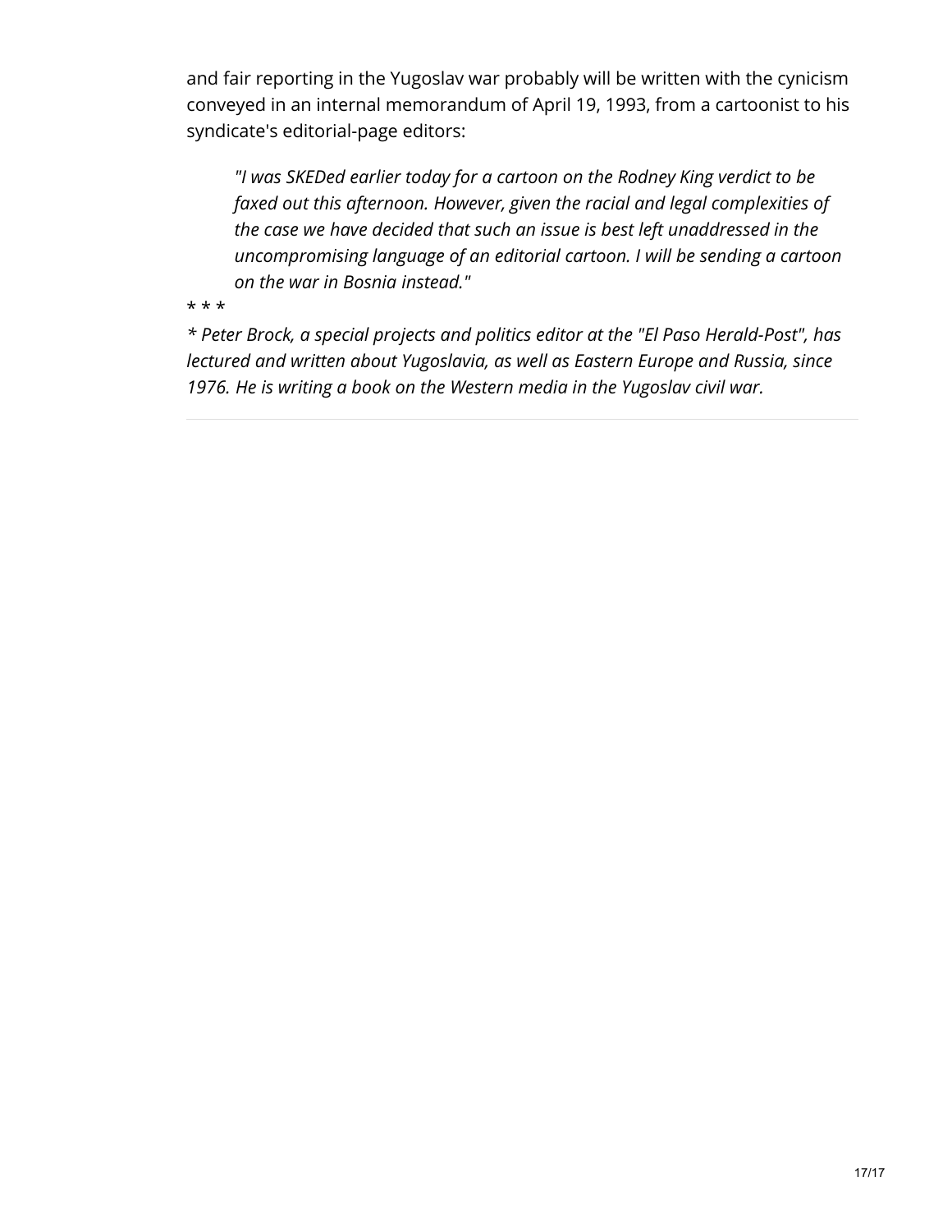and fair reporting in the Yugoslav war probably will be written with the cynicism conveyed in an internal memorandum of April 19, 1993, from a cartoonist to his syndicate's editorial-page editors:

> *"I was SKEDed earlier today for a cartoon on the Rodney King verdict to be faxed out this afternoon. However, given the racial and legal complexities of the case we have decided that such an issue is best left unaddressed in the uncompromising language of an editorial cartoon. I will be sending a cartoon on the war in Bosnia instead."*

\* \* \*

*\* Peter Brock, a special projects and politics editor at the "El Paso Herald-Post", has lectured and written about Yugoslavia, as well as Eastern Europe and Russia, since 1976. He is writing a book on the Western media in the Yugoslav civil war.*